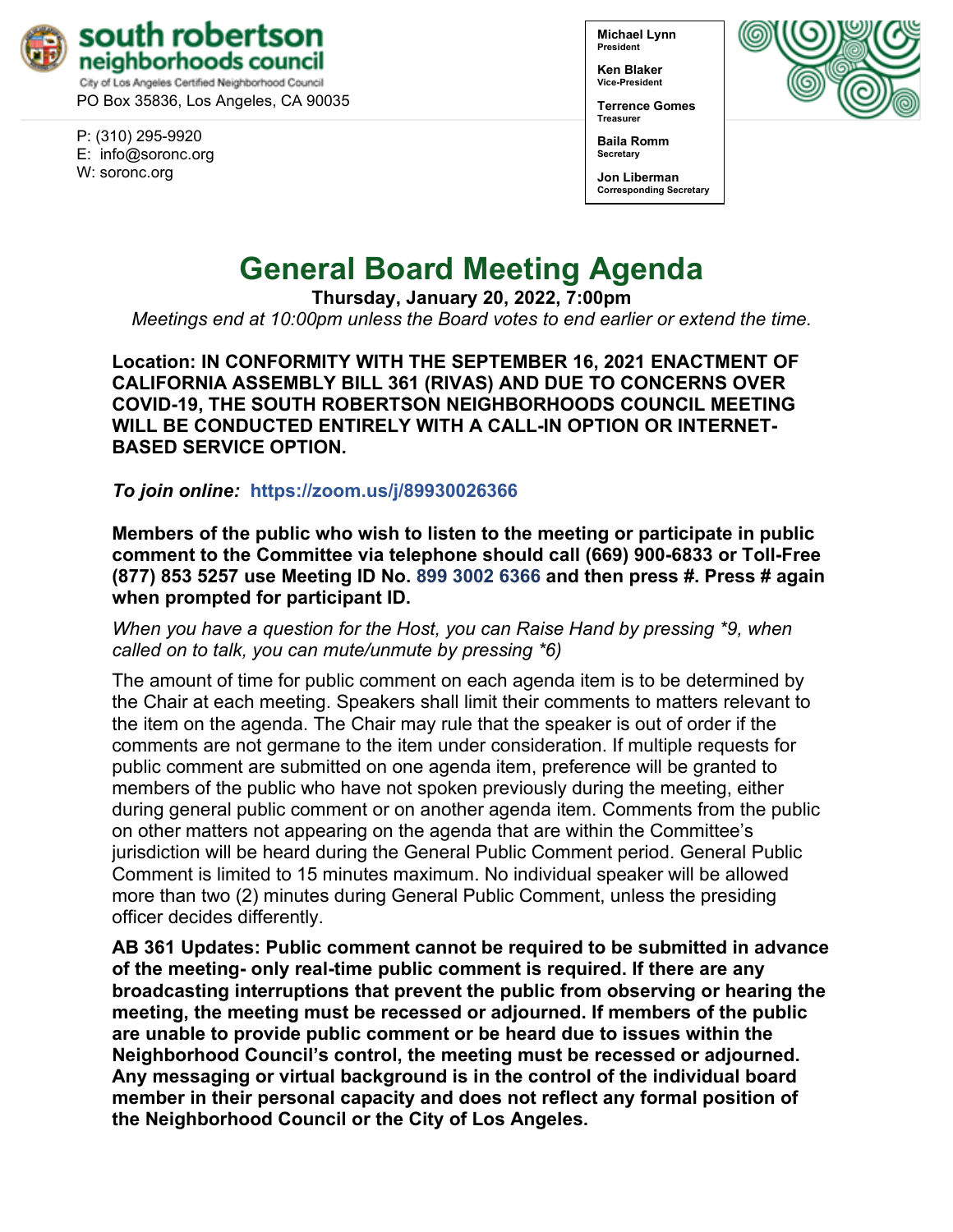**south robertson neighborhoods council**
City of Los Angeles Certified Neighborhood Council
PO Box 35836, Los Angeles, CA 90035

P: (310) 295-9920
E: info@soronc.org
W: soronc.org

**Michael Lynn**
President

**Ken Blaker**
Vice-President

**Terrence Gomes**
Treasurer

**Baila Romm**
Secretary

**Jon Liberman**
Corresponding Secretary

# General Board Meeting Agenda

**Thursday, January 20, 2022, 7:00pm**

*Meetings end at 10:00pm unless the Board votes to end earlier or extend the time.*

**Location: IN CONFORMITY WITH THE SEPTEMBER 16, 2021 ENACTMENT OF CALIFORNIA ASSEMBLY BILL 361 (RIVAS) AND DUE TO CONCERNS OVER COVID-19, THE SOUTH ROBERTSON NEIGHBORHOODS COUNCIL MEETING WILL BE CONDUCTED ENTIRELY WITH A CALL-IN OPTION OR INTERNET-BASED SERVICE OPTION.**

***To join online:*** **https://zoom.us/j/89930026366**

**Members of the public who wish to listen to the meeting or participate in public comment to the Committee via telephone should call (669) 900-6833 or Toll-Free (877) 853 5257 use Meeting ID No. 899 3002 6366 and then press #. Press # again when prompted for participant ID.**

*When you have a question for the Host, you can Raise Hand by pressing *9, when called on to talk, you can mute/unmute by pressing *6)*

The amount of time for public comment on each agenda item is to be determined by the Chair at each meeting. Speakers shall limit their comments to matters relevant to the item on the agenda. The Chair may rule that the speaker is out of order if the comments are not germane to the item under consideration. If multiple requests for public comment are submitted on one agenda item, preference will be granted to members of the public who have not spoken previously during the meeting, either during general public comment or on another agenda item. Comments from the public on other matters not appearing on the agenda that are within the Committee's jurisdiction will be heard during the General Public Comment period. General Public Comment is limited to 15 minutes maximum. No individual speaker will be allowed more than two (2) minutes during General Public Comment, unless the presiding officer decides differently.

**AB 361 Updates: Public comment cannot be required to be submitted in advance of the meeting- only real-time public comment is required. If there are any broadcasting interruptions that prevent the public from observing or hearing the meeting, the meeting must be recessed or adjourned. If members of the public are unable to provide public comment or be heard due to issues within the Neighborhood Council's control, the meeting must be recessed or adjourned. Any messaging or virtual background is in the control of the individual board member in their personal capacity and does not reflect any formal position of the Neighborhood Council or the City of Los Angeles.**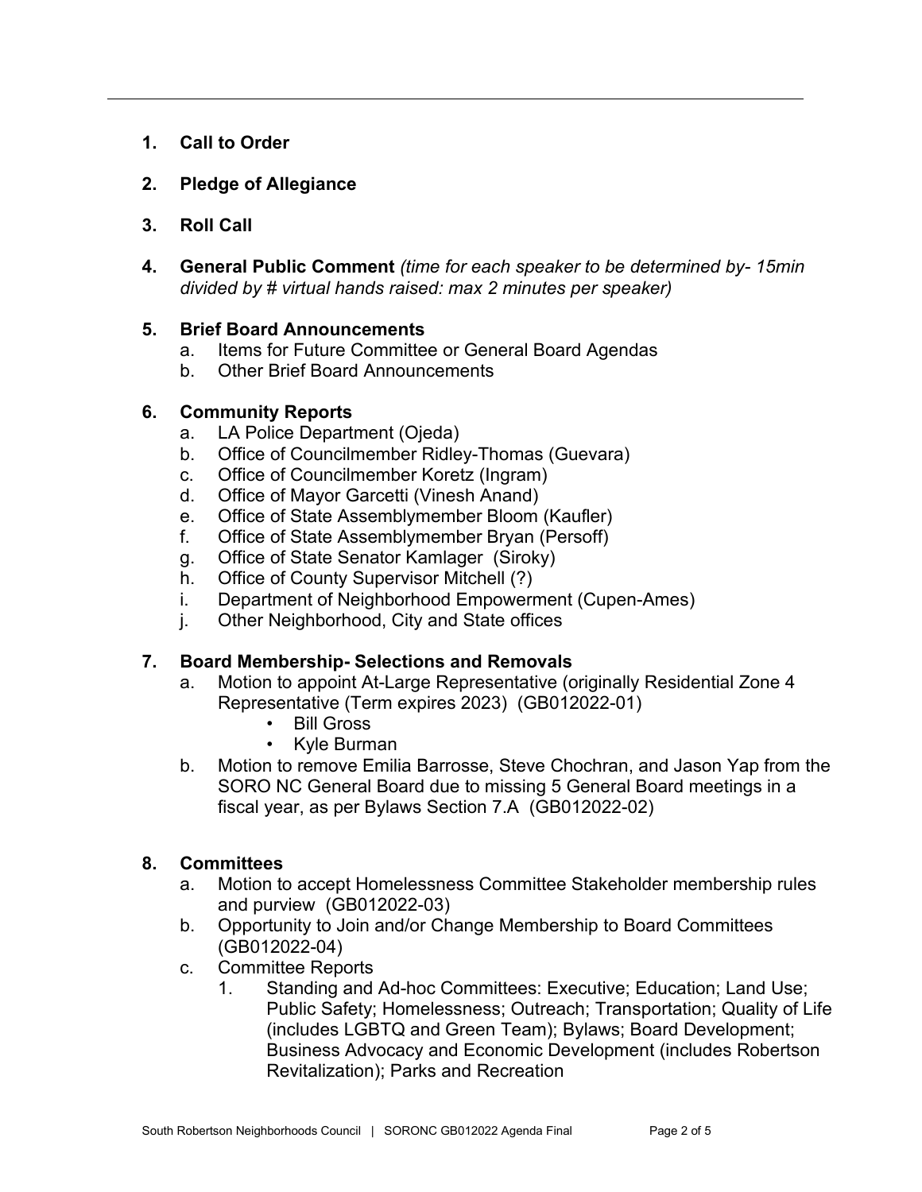1. **Call to Order**

2. **Pledge of Allegiance**

3. **Roll Call**

4. **General Public Comment** *(time for each speaker to be determined by- 15min divided by # virtual hands raised: max 2 minutes per speaker)*

5. **Brief Board Announcements**
   a. Items for Future Committee or General Board Agendas
   b. Other Brief Board Announcements

6. **Community Reports**
   a. LA Police Department (Ojeda)
   b. Office of Councilmember Ridley-Thomas (Guevara)
   c. Office of Councilmember Koretz (Ingram)
   d. Office of Mayor Garcetti (Vinesh Anand)
   e. Office of State Assemblymember Bloom (Kaufler)
   f. Office of State Assemblymember Bryan (Persoff)
   g. Office of State Senator Kamlager (Siroky)
   h. Office of County Supervisor Mitchell (?)
   i. Department of Neighborhood Empowerment (Cupen-Ames)
   j. Other Neighborhood, City and State offices

7. **Board Membership- Selections and Removals**
   a. Motion to appoint At-Large Representative (originally Residential Zone 4 Representative (Term expires 2023) (GB012022-01)
      - Bill Gross
      - Kyle Burman
   b. Motion to remove Emilia Barrosse, Steve Chochran, and Jason Yap from the SORO NC General Board due to missing 5 General Board meetings in a fiscal year, as per Bylaws Section 7.A (GB012022-02)

8. **Committees**
   a. Motion to accept Homelessness Committee Stakeholder membership rules and purview (GB012022-03)
   b. Opportunity to Join and/or Change Membership to Board Committees (GB012022-04)
   c. Committee Reports
      1. Standing and Ad-hoc Committees: Executive; Education; Land Use; Public Safety; Homelessness; Outreach; Transportation; Quality of Life (includes LGBTQ and Green Team); Bylaws; Board Development; Business Advocacy and Economic Development (includes Robertson Revitalization); Parks and Recreation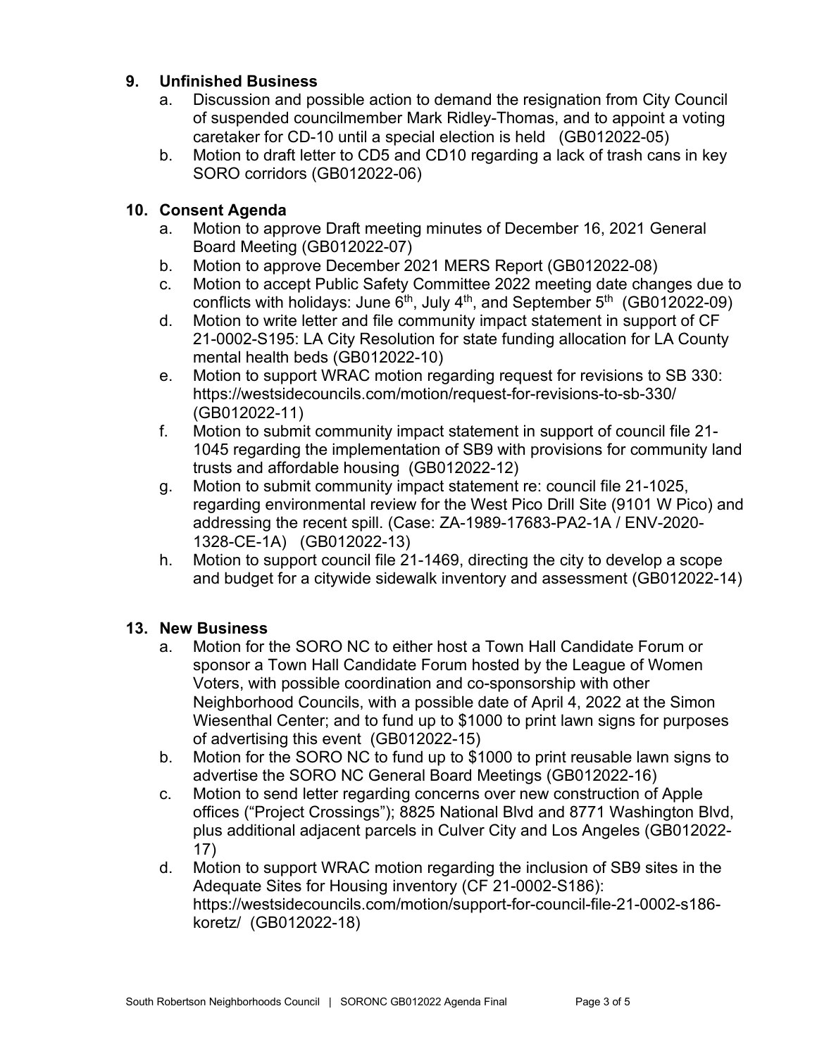## 9. Unfinished Business

a. Discussion and possible action to demand the resignation from City Council of suspended councilmember Mark Ridley-Thomas, and to appoint a voting caretaker for CD-10 until a special election is held (GB012022-05)

b. Motion to draft letter to CD5 and CD10 regarding a lack of trash cans in key SORO corridors (GB012022-06)

## 10. Consent Agenda

a. Motion to approve Draft meeting minutes of December 16, 2021 General Board Meeting (GB012022-07)

b. Motion to approve December 2021 MERS Report (GB012022-08)

c. Motion to accept Public Safety Committee 2022 meeting date changes due to conflicts with holidays: June 6th, July 4th, and September 5th (GB012022-09)

d. Motion to write letter and file community impact statement in support of CF 21-0002-S195: LA City Resolution for state funding allocation for LA County mental health beds (GB012022-10)

e. Motion to support WRAC motion regarding request for revisions to SB 330: https://westsidecouncils.com/motion/request-for-revisions-to-sb-330/ (GB012022-11)

f. Motion to submit community impact statement in support of council file 21-1045 regarding the implementation of SB9 with provisions for community land trusts and affordable housing (GB012022-12)

g. Motion to submit community impact statement re: council file 21-1025, regarding environmental review for the West Pico Drill Site (9101 W Pico) and addressing the recent spill. (Case: ZA-1989-17683-PA2-1A / ENV-2020-1328-CE-1A) (GB012022-13)

h. Motion to support council file 21-1469, directing the city to develop a scope and budget for a citywide sidewalk inventory and assessment (GB012022-14)

## 13. New Business

a. Motion for the SORO NC to either host a Town Hall Candidate Forum or sponsor a Town Hall Candidate Forum hosted by the League of Women Voters, with possible coordination and co-sponsorship with other Neighborhood Councils, with a possible date of April 4, 2022 at the Simon Wiesenthal Center; and to fund up to $1000 to print lawn signs for purposes of advertising this event (GB012022-15)

b. Motion for the SORO NC to fund up to $1000 to print reusable lawn signs to advertise the SORO NC General Board Meetings (GB012022-16)

c. Motion to send letter regarding concerns over new construction of Apple offices ("Project Crossings"); 8825 National Blvd and 8771 Washington Blvd, plus additional adjacent parcels in Culver City and Los Angeles (GB012022-17)

d. Motion to support WRAC motion regarding the inclusion of SB9 sites in the Adequate Sites for Housing inventory (CF 21-0002-S186): https://westsidecouncils.com/motion/support-for-council-file-21-0002-s186-koretz/ (GB012022-18)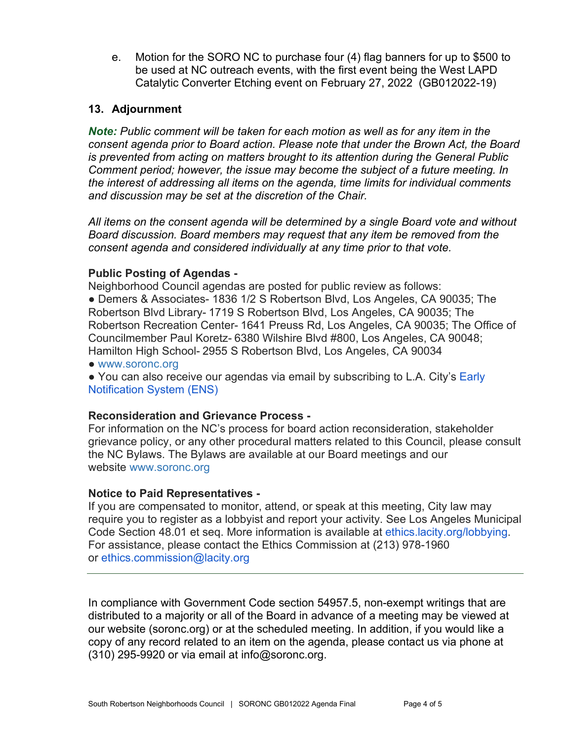e. Motion for the SORO NC to purchase four (4) flag banners for up to $500 to be used at NC outreach events, with the first event being the West LAPD Catalytic Converter Etching event on February 27, 2022 (GB012022-19)

## 13. Adjournment

***Note:*** *Public comment will be taken for each motion as well as for any item in the consent agenda prior to Board action. Please note that under the Brown Act, the Board is prevented from acting on matters brought to its attention during the General Public Comment period; however, the issue may become the subject of a future meeting. In the interest of addressing all items on the agenda, time limits for individual comments and discussion may be set at the discretion of the Chair.*

*All items on the consent agenda will be determined by a single Board vote and without Board discussion. Board members may request that any item be removed from the consent agenda and considered individually at any time prior to that vote.*

**Public Posting of Agendas -**

Neighborhood Council agendas are posted for public review as follows:

- Demers & Associates- 1836 1/2 S Robertson Blvd, Los Angeles, CA 90035; The Robertson Blvd Library- 1719 S Robertson Blvd, Los Angeles, CA 90035; The Robertson Recreation Center- 1641 Preuss Rd, Los Angeles, CA 90035; The Office of Councilmember Paul Koretz- 6380 Wilshire Blvd #800, Los Angeles, CA 90048; Hamilton High School- 2955 S Robertson Blvd, Los Angeles, CA 90034
- www.soronc.org
- You can also receive our agendas via email by subscribing to L.A. City's Early Notification System (ENS)

**Reconsideration and Grievance Process -**

For information on the NC's process for board action reconsideration, stakeholder grievance policy, or any other procedural matters related to this Council, please consult the NC Bylaws. The Bylaws are available at our Board meetings and our website www.soronc.org

**Notice to Paid Representatives -**

If you are compensated to monitor, attend, or speak at this meeting, City law may require you to register as a lobbyist and report your activity. See Los Angeles Municipal Code Section 48.01 et seq. More information is available at ethics.lacity.org/lobbying. For assistance, please contact the Ethics Commission at (213) 978-1960 or ethics.commission@lacity.org

---

In compliance with Government Code section 54957.5, non-exempt writings that are distributed to a majority or all of the Board in advance of a meeting may be viewed at our website (soronc.org) or at the scheduled meeting. In addition, if you would like a copy of any record related to an item on the agenda, please contact us via phone at (310) 295-9920 or via email at info@soronc.org.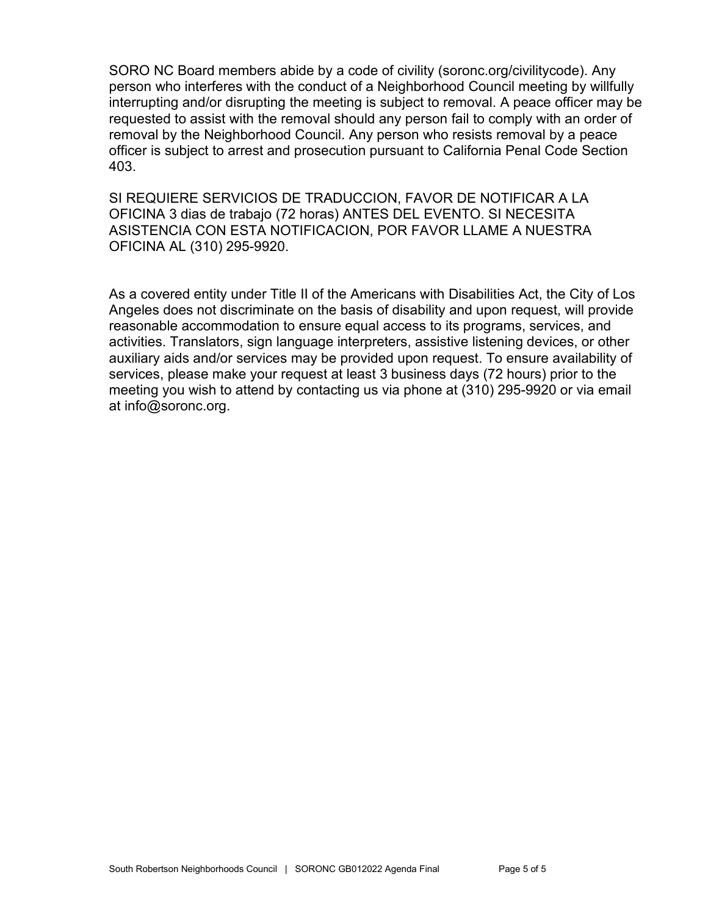SORO NC Board members abide by a code of civility (soronc.org/civilitycode). Any person who interferes with the conduct of a Neighborhood Council meeting by willfully interrupting and/or disrupting the meeting is subject to removal. A peace officer may be requested to assist with the removal should any person fail to comply with an order of removal by the Neighborhood Council. Any person who resists removal by a peace officer is subject to arrest and prosecution pursuant to California Penal Code Section 403.

SI REQUIERE SERVICIOS DE TRADUCCION, FAVOR DE NOTIFICAR A LA OFICINA 3 dias de trabajo (72 horas) ANTES DEL EVENTO. SI NECESITA ASISTENCIA CON ESTA NOTIFICACION, POR FAVOR LLAME A NUESTRA OFICINA AL (310) 295-9920.

As a covered entity under Title II of the Americans with Disabilities Act, the City of Los Angeles does not discriminate on the basis of disability and upon request, will provide reasonable accommodation to ensure equal access to its programs, services, and activities. Translators, sign language interpreters, assistive listening devices, or other auxiliary aids and/or services may be provided upon request. To ensure availability of services, please make your request at least 3 business days (72 hours) prior to the meeting you wish to attend by contacting us via phone at (310) 295-9920 or via email at info@soronc.org.